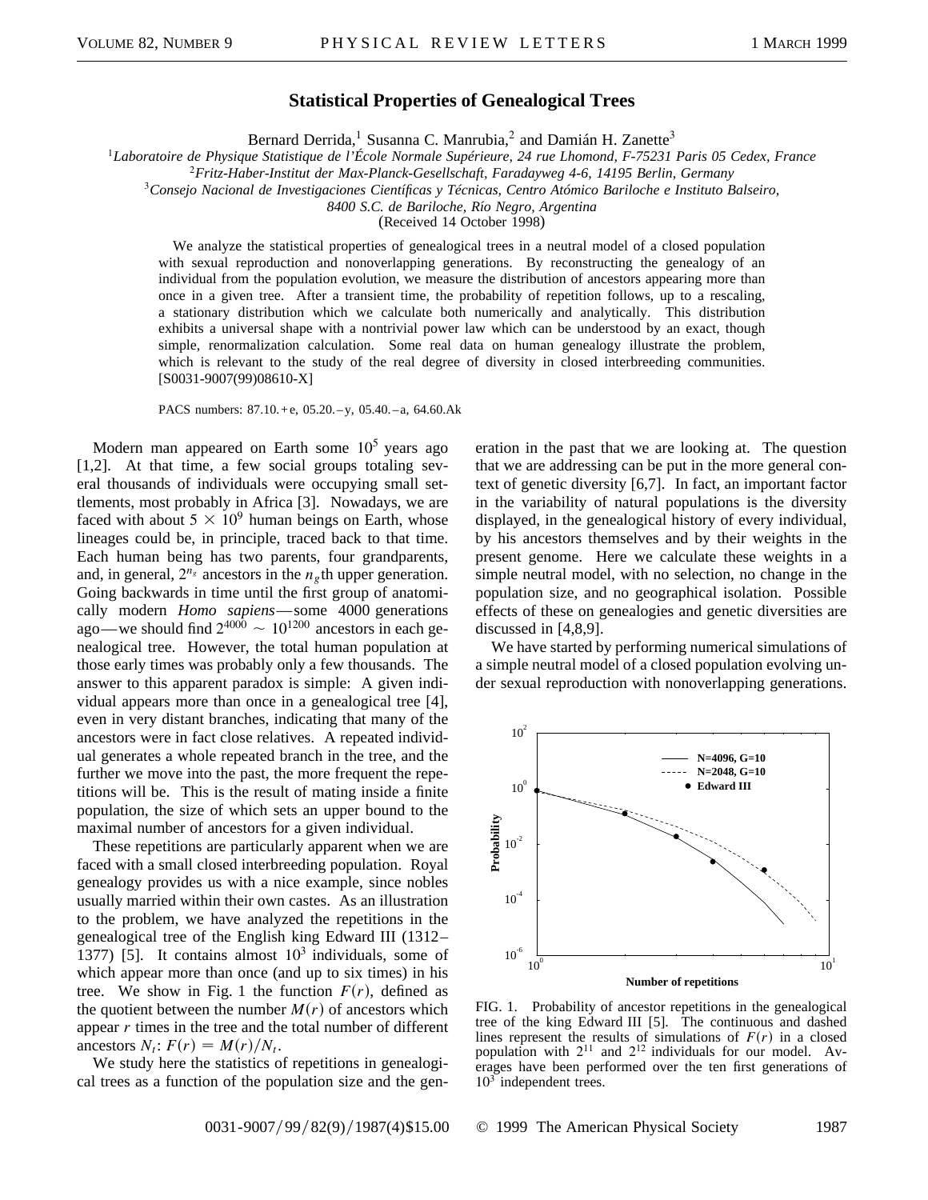# Statistical Properties of Genealogical Trees

Bernard Derrida,[1] Susanna C. Manrubia,[2] and Damián H. Zanette[3]

[1]*Laboratoire de Physique Statistique de l'École Normale Supérieure, 24 rue Lhomond, F-75231 Paris 05 Cedex, France*
[2]*Fritz-Haber-Institut der Max-Planck-Gesellschaft, Faradayweg 4-6, 14195 Berlin, Germany*
[3]*Consejo Nacional de Investigaciones Científicas y Técnicas, Centro Atómico Bariloche e Instituto Balseiro, 8400 S.C. de Bariloche, Río Negro, Argentina*

(Received 14 October 1998)

We analyze the statistical properties of genealogical trees in a neutral model of a closed population with sexual reproduction and nonoverlapping generations. By reconstructing the genealogy of an individual from the population evolution, we measure the distribution of ancestors appearing more than once in a given tree. After a transient time, the probability of repetition follows, up to a rescaling, a stationary distribution which we calculate both numerically and analytically. This distribution exhibits a universal shape with a nontrivial power law which can be understood by an exact, though simple, renormalization calculation. Some real data on human genealogy illustrate the problem, which is relevant to the study of the real degree of diversity in closed interbreeding communities. [S0031-9007(99)08610-X]

PACS numbers: 87.10.+e, 05.20.–y, 05.40.–a, 64.60.Ak

Modern man appeared on Earth some $10^5$ years ago [1,2]. At that time, a few social groups totaling several thousands of individuals were occupying small settlements, most probably in Africa [3]. Nowadays, we are faced with about $5 \times 10^9$ human beings on Earth, whose lineages could be, in principle, traced back to that time. Each human being has two parents, four grandparents, and, in general, $2^{n_g}$ ancestors in the $n_g$th upper generation. Going backwards in time until the first group of anatomically modern *Homo sapiens*—some 4000 generations ago—we should find $2^{4000} \sim 10^{1200}$ ancestors in each genealogical tree. However, the total human population at those early times was probably only a few thousands. The answer to this apparent paradox is simple: A given individual appears more than once in a genealogical tree [4], even in very distant branches, indicating that many of the ancestors were in fact close relatives. A repeated individual generates a whole repeated branch in the tree, and the further we move into the past, the more frequent the repetitions will be. This is the result of mating inside a finite population, the size of which sets an upper bound to the maximal number of ancestors for a given individual.

These repetitions are particularly apparent when we are faced with a small closed interbreeding population. Royal genealogy provides us with a nice example, since nobles usually married within their own castes. As an illustration to the problem, we have analyzed the repetitions in the genealogical tree of the English king Edward III (1312–1377) [5]. It contains almost $10^3$ individuals, some of which appear more than once (and up to six times) in his tree. We show in Fig. 1 the function $F(r)$, defined as the quotient between the number $M(r)$ of ancestors which appear $r$ times in the tree and the total number of different ancestors $N_t$: $F(r) = M(r)/N_t$.

We study here the statistics of repetitions in genealogical trees as a function of the population size and the generation in the past that we are looking at. The question that we are addressing can be put in the more general context of genetic diversity [6,7]. In fact, an important factor in the variability of natural populations is the diversity displayed, in the genealogical history of every individual, by his ancestors themselves and by their weights in the present genome. Here we calculate these weights in a simple neutral model, with no selection, no change in the population size, and no geographical isolation. Possible effects of these on genealogies and genetic diversities are discussed in [4,8,9].

We have started by performing numerical simulations of a simple neutral model of a closed population evolving under sexual reproduction with nonoverlapping generations.

FIG. 1. Probability of ancestor repetitions in the genealogical tree of the king Edward III [5]. The continuous and dashed lines represent the results of simulations of $F(r)$ in a closed population with $2^{11}$ and $2^{12}$ individuals for our model. Averages have been performed over the ten first generations of $10^3$ independent trees.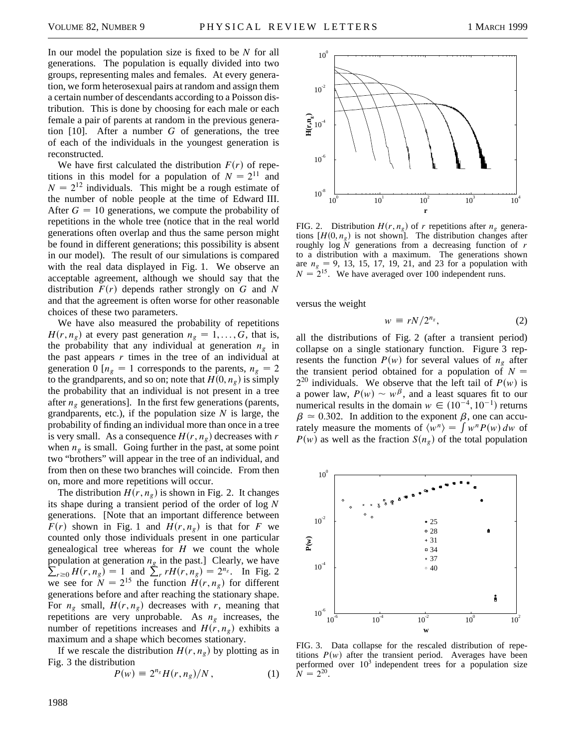In our model the population size is fixed to be $N$ for all generations. The population is equally divided into two groups, representing males and females. At every generation, we form heterosexual pairs at random and assign them a certain number of descendants according to a Poisson distribution. This is done by choosing for each male or each female a pair of parents at random in the previous generation [10]. After a number $G$ of generations, the tree of each of the individuals in the youngest generation is reconstructed.

We have first calculated the distribution $F(r)$ of repetitions in this model for a population of $N = 2^{11}$ and $N = 2^{12}$ individuals. This might be a rough estimate of the number of noble people at the time of Edward III. After $G = 10$ generations, we compute the probability of repetitions in the whole tree (notice that in the real world generations often overlap and thus the same person might be found in different generations; this possibility is absent in our model). The result of our simulations is compared with the real data displayed in Fig. 1. We observe an acceptable agreement, although we should say that the distribution $F(r)$ depends rather strongly on $G$ and $N$ and that the agreement is often worse for other reasonable choices of these two parameters.

We have also measured the probability of repetitions $H(r, n_g)$ at every past generation $n_g = 1, \ldots, G$, that is, the probability that any individual at generation $n_g$ in the past appears $r$ times in the tree of an individual at generation 0 [$n_g = 1$ corresponds to the parents, $n_g = 2$ to the grandparents, and so on; note that $H(0, n_g)$ is simply the probability that an individual is not present in a tree after $n_g$ generations]. In the first few generations (parents, grandparents, etc.), if the population size $N$ is large, the probability of finding an individual more than once in a tree is very small. As a consequence $H(r, n_g)$ decreases with $r$ when $n_g$ is small. Going further in the past, at some point two "brothers" will appear in the tree of an individual, and from then on these two branches will coincide. From then on, more and more repetitions will occur.

The distribution $H(r, n_g)$ is shown in Fig. 2. It changes its shape during a transient period of the order of $\log N$ generations. [Note that an important difference between $F(r)$ shown in Fig. 1 and $H(r, n_g)$ is that for $F$ we counted only those individuals present in one particular genealogical tree whereas for $H$ we count the whole population at generation $n_g$ in the past.] Clearly, we have $\sum_{r \geq 0} H(r, n_g) = 1$ and $\sum_r rH(r, n_g) = 2^{n_g}$. In Fig. 2 we see for $N = 2^{15}$ the function $H(r, n_g)$ for different generations before and after reaching the stationary shape. For $n_g$ small, $H(r, n_g)$ decreases with $r$, meaning that repetitions are very unprobable. As $n_g$ increases, the number of repetitions increases and $H(r, n_g)$ exhibits a maximum and a shape which becomes stationary.

FIG. 2. Distribution $H(r, n_g)$ of $r$ repetitions after $n_g$ generations [$H(0, n_g)$ is not shown]. The distribution changes after roughly $\log N$ generations from a decreasing function of $r$ to a distribution with a maximum. The generations shown are $n_g = 9$, 13, 15, 17, 19, 21, and 23 for a population with $N = 2^{15}$. We have averaged over 100 independent runs.

If we rescale the distribution $H(r, n_g)$ by plotting as in Fig. 3 the distribution

$$P(w) \equiv 2^{n_g} H(r, n_g)/N \,, \tag{1}$$

versus the weight

$$w \equiv rN/2^{n_g}, \tag{2}$$

all the distributions of Fig. 2 (after a transient period) collapse on a single stationary function. Figure 3 represents the function $P(w)$ for several values of $n_g$ after the transient period obtained for a population of $N = 2^{20}$ individuals. We observe that the left tail of $P(w)$ is a power law, $P(w) \sim w^{\beta}$, and a least squares fit to our numerical results in the domain $w \in (10^{-4}, 10^{-1})$ returns $\beta \simeq 0.302$. In addition to the exponent $\beta$, one can accurately measure the moments of $\langle w^n \rangle = \int w^n P(w)\, dw$ of $P(w)$ as well as the fraction $S(n_g)$ of the total population

FIG. 3. Data collapse for the rescaled distribution of repetitions $P(w)$ after the transient period. Averages have been performed over $10^3$ independent trees for a population size $N = 2^{20}$.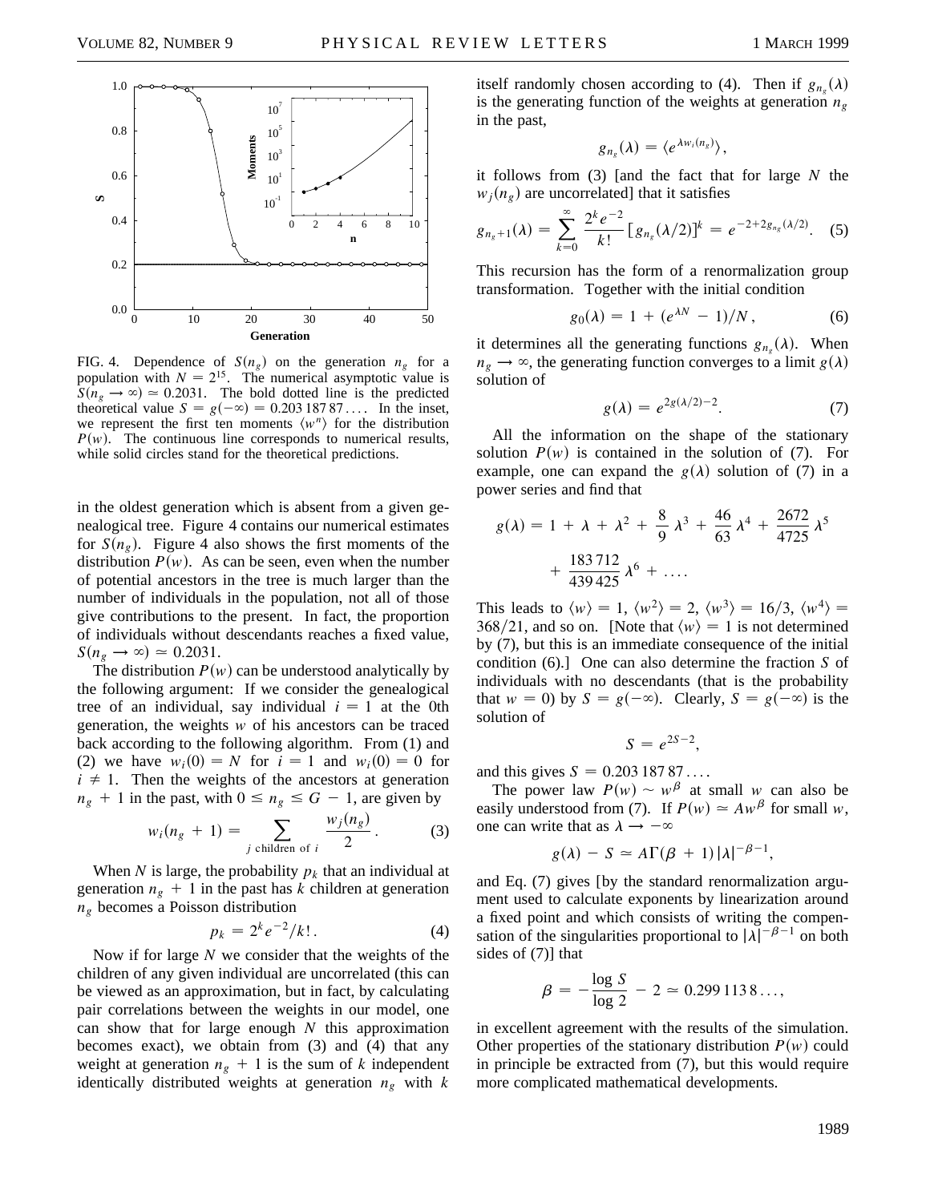FIG. 4. Dependence of $S(n_g)$ on the generation $n_g$ for a population with $N = 2^{15}$. The numerical asymptotic value is $S(n_g \to \infty) \simeq 0.2031$. The bold dotted line is the predicted theoretical value $S = g(-\infty) = 0.203\,187\,87\ldots$. In the inset, we represent the first ten moments $\langle w^n \rangle$ for the distribution $P(w)$. The continuous line corresponds to numerical results, while solid circles stand for the theoretical predictions.

in the oldest generation which is absent from a given genealogical tree. Figure 4 contains our numerical estimates for $S(n_g)$. Figure 4 also shows the first moments of the distribution $P(w)$. As can be seen, even when the number of potential ancestors in the tree is much larger than the number of individuals in the population, not all of those give contributions to the present. In fact, the proportion of individuals without descendants reaches a fixed value, $S(n_g \to \infty) \simeq 0.2031$.

The distribution $P(w)$ can be understood analytically by the following argument: If we consider the genealogical tree of an individual, say individual $i = 1$ at the 0th generation, the weights $w$ of his ancestors can be traced back according to the following algorithm. From (1) and (2) we have $w_i(0) = N$ for $i = 1$ and $w_i(0) = 0$ for $i \neq 1$. Then the weights of the ancestors at generation $n_g + 1$ in the past, with $0 \leq n_g \leq G - 1$, are given by

$$w_i(n_g + 1) = \sum_{j \text{ children of } i} \frac{w_j(n_g)}{2}. \tag{3}$$

When $N$ is large, the probability $p_k$ that an individual at generation $n_g + 1$ in the past has $k$ children at generation $n_g$ becomes a Poisson distribution

$$p_k = 2^k e^{-2}/k!\,. \tag{4}$$

Now if for large $N$ we consider that the weights of the children of any given individual are uncorrelated (this can be viewed as an approximation, but in fact, by calculating pair correlations between the weights in our model, one can show that for large enough $N$ this approximation becomes exact), we obtain from (3) and (4) that any weight at generation $n_g + 1$ is the sum of $k$ independent identically distributed weights at generation $n_g$ with $k$ itself randomly chosen according to (4). Then if $g_{n_g}(\lambda)$ is the generating function of the weights at generation $n_g$ in the past,

$$g_{n_g}(\lambda) = \langle e^{\lambda w_i(n_g)} \rangle,$$

it follows from (3) [and the fact that for large $N$ the $w_j(n_g)$ are uncorrelated] that it satisfies

$$g_{n_g+1}(\lambda) = \sum_{k=0}^{\infty} \frac{2^k e^{-2}}{k!} [g_{n_g}(\lambda/2)]^k = e^{-2+2g_{n_g}(\lambda/2)}. \tag{5}$$

This recursion has the form of a renormalization group transformation. Together with the initial condition

$$g_0(\lambda) = 1 + (e^{\lambda N} - 1)/N, \tag{6}$$

it determines all the generating functions $g_{n_g}(\lambda)$. When $n_g \to \infty$, the generating function converges to a limit $g(\lambda)$ solution of

$$g(\lambda) = e^{2g(\lambda/2)-2}. \tag{7}$$

All the information on the shape of the stationary solution $P(w)$ is contained in the solution of (7). For example, one can expand the $g(\lambda)$ solution of (7) in a power series and find that

$$g(\lambda) = 1 + \lambda + \lambda^2 + \frac{8}{9}\lambda^3 + \frac{46}{63}\lambda^4 + \frac{2672}{4725}\lambda^5 + \frac{183\,712}{439\,425}\lambda^6 + \ldots.$$

This leads to $\langle w \rangle = 1$, $\langle w^2 \rangle = 2$, $\langle w^3 \rangle = 16/3$, $\langle w^4 \rangle = 368/21$, and so on. [Note that $\langle w \rangle = 1$ is not determined by (7), but this is an immediate consequence of the initial condition (6).] One can also determine the fraction $S$ of individuals with no descendants (that is the probability that $w = 0$) by $S = g(-\infty)$. Clearly, $S = g(-\infty)$ is the solution of

$$S = e^{2S-2},$$

and this gives $S = 0.203\,187\,87\ldots$.

The power law $P(w) \sim w^{\beta}$ at small $w$ can also be easily understood from (7). If $P(w) \simeq Aw^{\beta}$ for small $w$, one can write that as $\lambda \to -\infty$

$$g(\lambda) - S \simeq A\Gamma(\beta + 1)|\lambda|^{-\beta-1},$$

and Eq. (7) gives [by the standard renormalization argument used to calculate exponents by linearization around a fixed point and which consists of writing the compensation of the singularities proportional to $|\lambda|^{-\beta-1}$ on both sides of (7)] that

$$\beta = -\frac{\log S}{\log 2} - 2 \simeq 0.299\,113\,8\ldots,$$

in excellent agreement with the results of the simulation. Other properties of the stationary distribution $P(w)$ could in principle be extracted from (7), but this would require more complicated mathematical developments.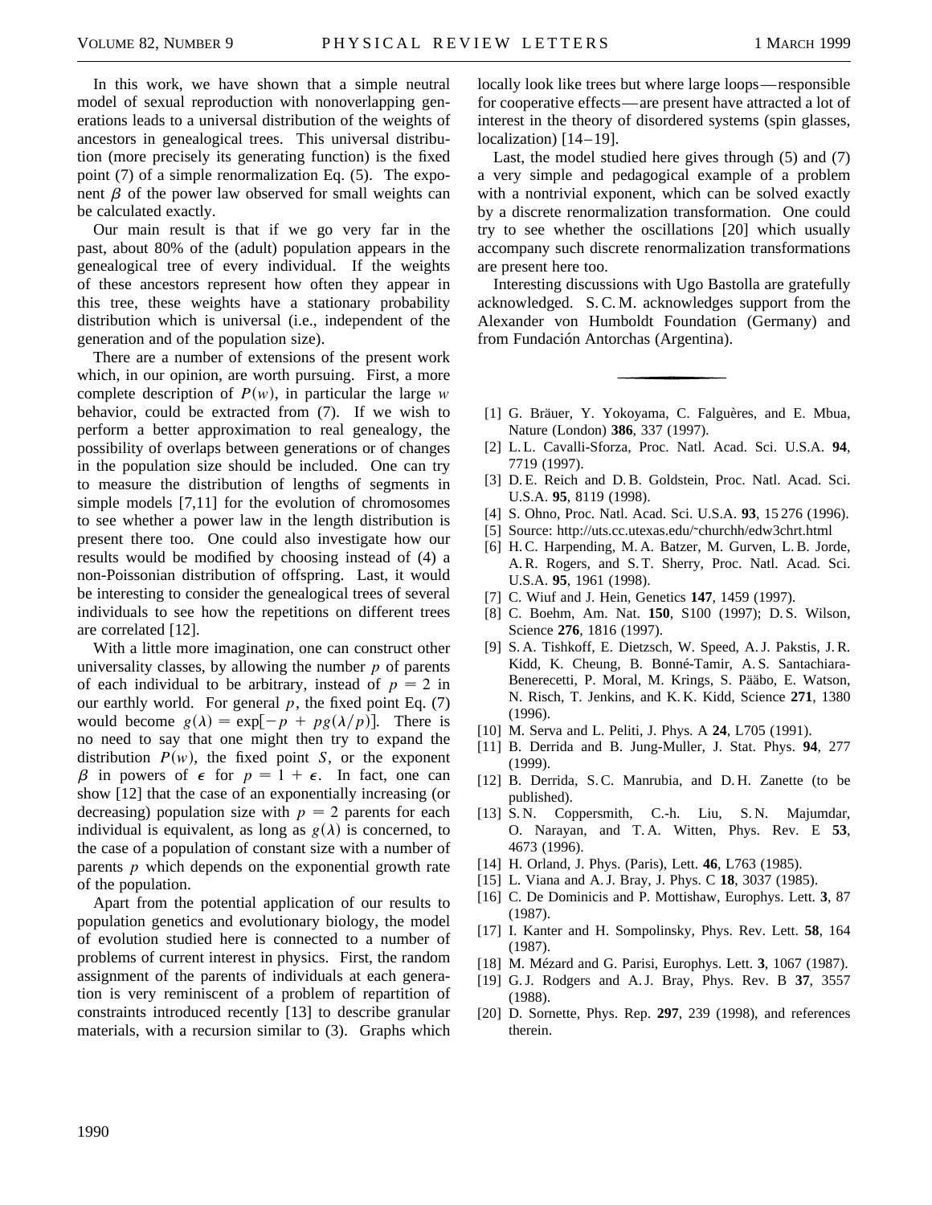In this work, we have shown that a simple neutral model of sexual reproduction with nonoverlapping generations leads to a universal distribution of the weights of ancestors in genealogical trees. This universal distribution (more precisely its generating function) is the fixed point (7) of a simple renormalization Eq. (5). The exponent $\beta$ of the power law observed for small weights can be calculated exactly.

Our main result is that if we go very far in the past, about 80% of the (adult) population appears in the genealogical tree of every individual. If the weights of these ancestors represent how often they appear in this tree, these weights have a stationary probability distribution which is universal (i.e., independent of the generation and of the population size).

There are a number of extensions of the present work which, in our opinion, are worth pursuing. First, a more complete description of $P(w)$, in particular the large $w$ behavior, could be extracted from (7). If we wish to perform a better approximation to real genealogy, the possibility of overlaps between generations or of changes in the population size should be included. One can try to measure the distribution of lengths of segments in simple models [7,11] for the evolution of chromosomes to see whether a power law in the length distribution is present there too. One could also investigate how our results would be modified by choosing instead of (4) a non-Poissonian distribution of offspring. Last, it would be interesting to consider the genealogical trees of several individuals to see how the repetitions on different trees are correlated [12].

With a little more imagination, one can construct other universality classes, by allowing the number $p$ of parents of each individual to be arbitrary, instead of $p = 2$ in our earthly world. For general $p$, the fixed point Eq. (7) would become $g(\lambda) = \exp[-p + pg(\lambda/p)]$. There is no need to say that one might then try to expand the distribution $P(w)$, the fixed point $S$, or the exponent $\beta$ in powers of $\epsilon$ for $p = 1 + \epsilon$. In fact, one can show [12] that the case of an exponentially increasing (or decreasing) population size with $p = 2$ parents for each individual is equivalent, as long as $g(\lambda)$ is concerned, to the case of a population of constant size with a number of parents $p$ which depends on the exponential growth rate of the population.

Apart from the potential application of our results to population genetics and evolutionary biology, the model of evolution studied here is connected to a number of problems of current interest in physics. First, the random assignment of the parents of individuals at each generation is very reminiscent of a problem of repartition of constraints introduced recently [13] to describe granular materials, with a recursion similar to (3). Graphs which locally look like trees but where large loops—responsible for cooperative effects—are present have attracted a lot of interest in the theory of disordered systems (spin glasses, localization) [14–19].

Last, the model studied here gives through (5) and (7) a very simple and pedagogical example of a problem with a nontrivial exponent, which can be solved exactly by a discrete renormalization transformation. One could try to see whether the oscillations [20] which usually accompany such discrete renormalization transformations are present here too.

Interesting discussions with Ugo Bastolla are gratefully acknowledged. S. C. M. acknowledges support from the Alexander von Humboldt Foundation (Germany) and from Fundación Antorchas (Argentina).

---

[1] G. Bräuer, Y. Yokoyama, C. Falguères, and E. Mbua, Nature (London) **386**, 337 (1997).

[2] L. L. Cavalli-Sforza, Proc. Natl. Acad. Sci. U.S.A. **94**, 7719 (1997).

[3] D. E. Reich and D. B. Goldstein, Proc. Natl. Acad. Sci. U.S.A. **95**, 8119 (1998).

[4] S. Ohno, Proc. Natl. Acad. Sci. U.S.A. **93**, 15 276 (1996).

[5] Source: http://uts.cc.utexas.edu/~churchh/edw3chrt.html

[6] H. C. Harpending, M. A. Batzer, M. Gurven, L. B. Jorde, A. R. Rogers, and S. T. Sherry, Proc. Natl. Acad. Sci. U.S.A. **95**, 1961 (1998).

[7] C. Wiuf and J. Hein, Genetics **147**, 1459 (1997).

[8] C. Boehm, Am. Nat. **150**, S100 (1997); D. S. Wilson, Science **276**, 1816 (1997).

[9] S. A. Tishkoff, E. Dietzsch, W. Speed, A. J. Pakstis, J. R. Kidd, K. Cheung, B. Bonné-Tamir, A. S. Santachiara-Benerecetti, P. Moral, M. Krings, S. Pääbo, E. Watson, N. Risch, T. Jenkins, and K. K. Kidd, Science **271**, 1380 (1996).

[10] M. Serva and L. Peliti, J. Phys. A **24**, L705 (1991).

[11] B. Derrida and B. Jung-Muller, J. Stat. Phys. **94**, 277 (1999).

[12] B. Derrida, S. C. Manrubia, and D. H. Zanette (to be published).

[13] S. N. Coppersmith, C.-h. Liu, S. N. Majumdar, O. Narayan, and T. A. Witten, Phys. Rev. E **53**, 4673 (1996).

[14] H. Orland, J. Phys. (Paris), Lett. **46**, L763 (1985).

[15] L. Viana and A. J. Bray, J. Phys. C **18**, 3037 (1985).

[16] C. De Dominicis and P. Mottishaw, Europhys. Lett. **3**, 87 (1987).

[17] I. Kanter and H. Sompolinsky, Phys. Rev. Lett. **58**, 164 (1987).

[18] M. Mézard and G. Parisi, Europhys. Lett. **3**, 1067 (1987).

[19] G. J. Rodgers and A. J. Bray, Phys. Rev. B **37**, 3557 (1988).

[20] D. Sornette, Phys. Rep. **297**, 239 (1998), and references therein.